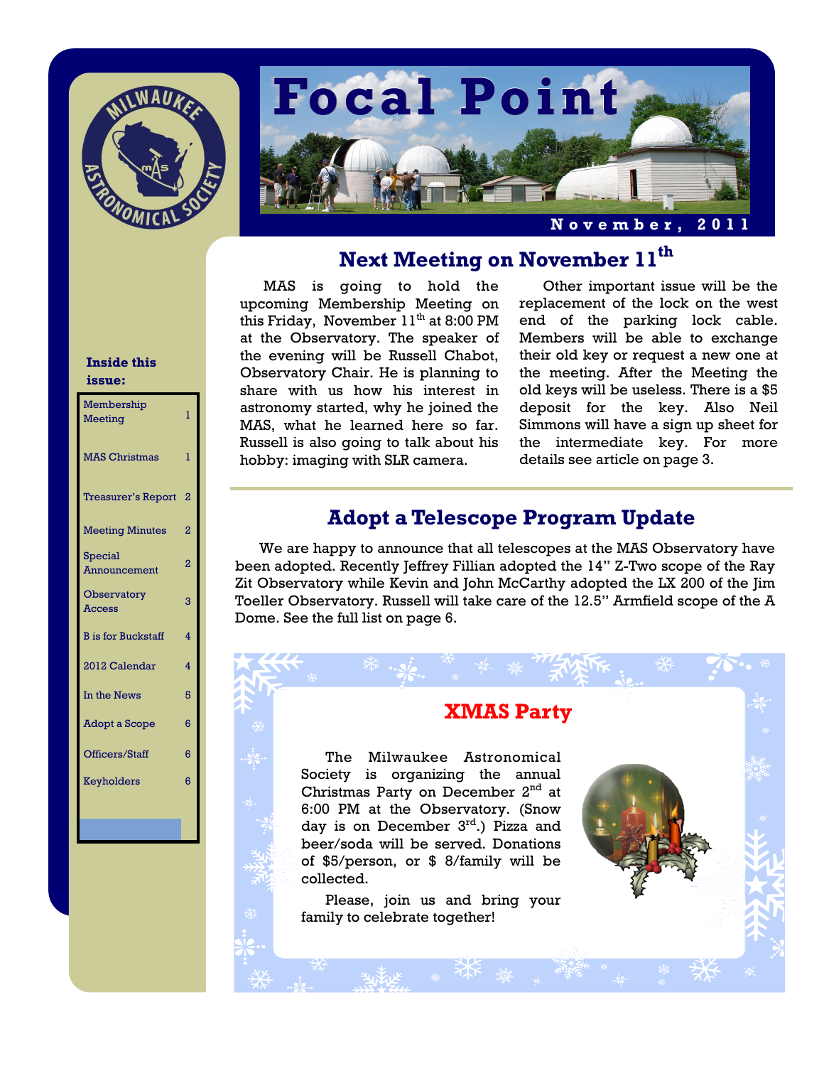# Focal Point

**November, 2011**

**Inside this issue:**

| | |
|---|---|
| Membership Meeting | 1 |
| MAS Christmas | 1 |
| Treasurer's Report | 2 |
| Meeting Minutes | 2 |
| Special Announcement | 2 |
| Observatory Access | 3 |
| B is for Buckstaff | 4 |
| 2012 Calendar | 4 |
| In the News | 5 |
| Adopt a Scope | 6 |
| Officers/Staff | 6 |
| Keyholders | 6 |

## Next Meeting on November 11th

MAS is going to hold the upcoming Membership Meeting on this Friday, November 11th at 8:00 PM at the Observatory. The speaker of the evening will be Russell Chabot, Observatory Chair. He is planning to share with us how his interest in astronomy started, why he joined the MAS, what he learned here so far. Russell is also going to talk about his hobby: imaging with SLR camera.

Other important issue will be the replacement of the lock on the west end of the parking lock cable. Members will be able to exchange their old key or request a new one at the meeting. After the Meeting the old keys will be useless. There is a $5 deposit for the key. Also Neil Simmons will have a sign up sheet for the intermediate key. For more details see article on page 3.

## Adopt a Telescope Program Update

We are happy to announce that all telescopes at the MAS Observatory have been adopted. Recently Jeffrey Fillian adopted the 14" Z-Two scope of the Ray Zit Observatory while Kevin and John McCarthy adopted the LX 200 of the Jim Toeller Observatory. Russell will take care of the 12.5" Armfield scope of the A Dome. See the full list on page 6.

## XMAS Party

The Milwaukee Astronomical Society is organizing the annual Christmas Party on December 2nd at 6:00 PM at the Observatory. (Snow day is on December 3rd.) Pizza and beer/soda will be served. Donations of $5/person, or $ 8/family will be collected.

Please, join us and bring your family to celebrate together!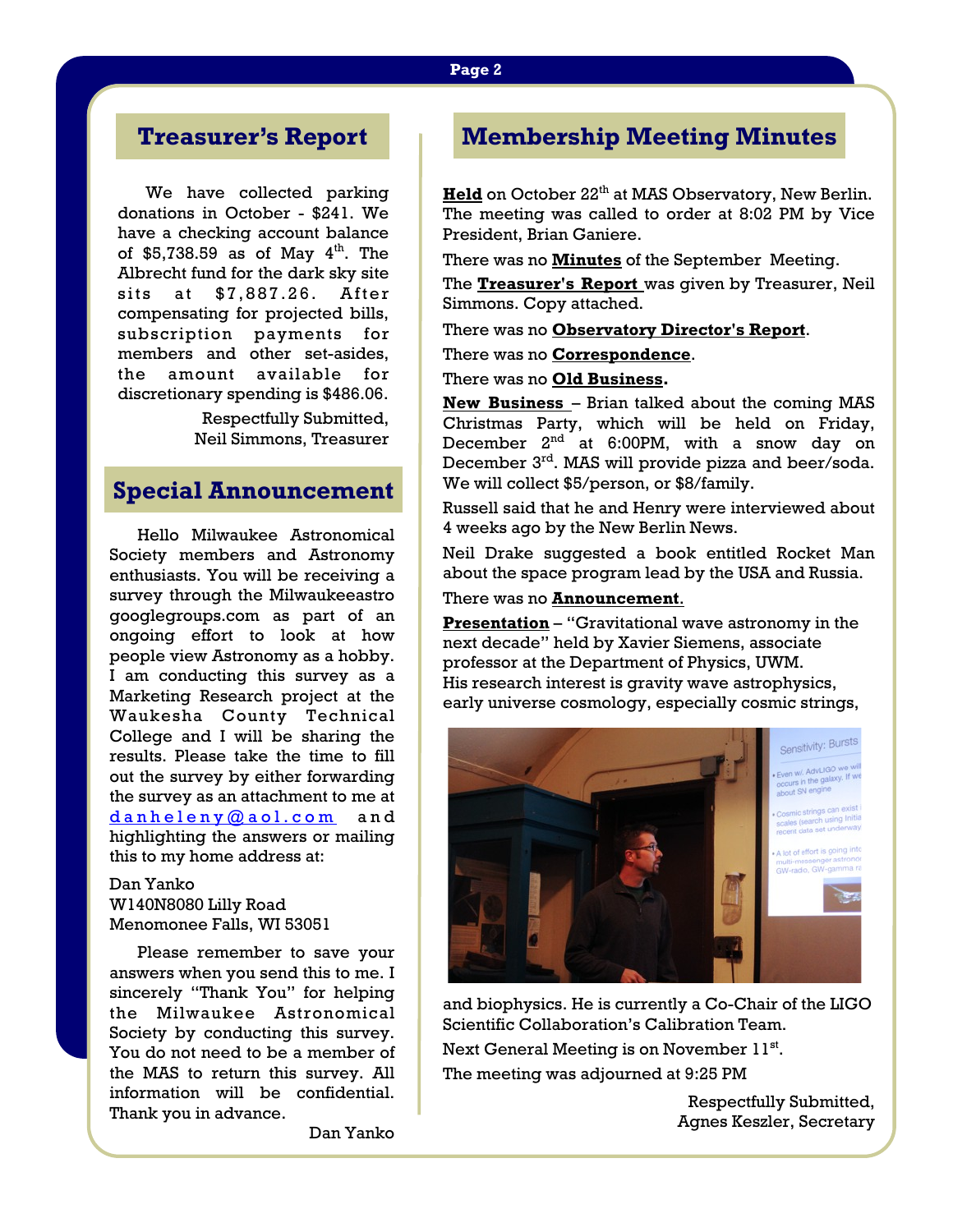## Treasurer's Report

We have collected parking donations in October - $241. We have a checking account balance of $5,738.59 as of May 4th. The Albrecht fund for the dark sky site sits at $7,887.26. After compensating for projected bills, subscription payments for members and other set-asides, the amount available for discretionary spending is $486.06.

Respectfully Submitted,
Neil Simmons, Treasurer

## Special Announcement

Hello Milwaukee Astronomical Society members and Astronomy enthusiasts. You will be receiving a survey through the Milwaukeeastro googlegroups.com as part of an ongoing effort to look at how people view Astronomy as a hobby. I am conducting this survey as a Marketing Research project at the Waukesha County Technical College and I will be sharing the results. Please take the time to fill out the survey by either forwarding the survey as an attachment to me at danheleny@aol.com and highlighting the answers or mailing this to my home address at:

Dan Yanko
W140N8080 Lilly Road
Menomonee Falls, WI 53051

Please remember to save your answers when you send this to me. I sincerely "Thank You" for helping the Milwaukee Astronomical Society by conducting this survey. You do not need to be a member of the MAS to return this survey. All information will be confidential. Thank you in advance.

Dan Yanko

## Membership Meeting Minutes

**Held** on October 22th at MAS Observatory, New Berlin. The meeting was called to order at 8:02 PM by Vice President, Brian Ganiere.

There was no **Minutes** of the September Meeting.

The **Treasurer's Report** was given by Treasurer, Neil Simmons. Copy attached.

There was no **Observatory Director's Report**.

There was no **Correspondence**.

There was no **Old Business.**

**New Business** – Brian talked about the coming MAS Christmas Party, which will be held on Friday, December 2nd at 6:00PM, with a snow day on December 3rd. MAS will provide pizza and beer/soda. We will collect $5/person, or $8/family.

Russell said that he and Henry were interviewed about 4 weeks ago by the New Berlin News.

Neil Drake suggested a book entitled Rocket Man about the space program lead by the USA and Russia.

There was no **Announcement**.

**Presentation** – "Gravitational wave astronomy in the next decade" held by Xavier Siemens, associate professor at the Department of Physics, UWM. His research interest is gravity wave astrophysics, early universe cosmology, especially cosmic strings, and biophysics. He is currently a Co-Chair of the LIGO Scientific Collaboration's Calibration Team.

Next General Meeting is on November 11st.

The meeting was adjourned at 9:25 PM

Respectfully Submitted,
Agnes Keszler, Secretary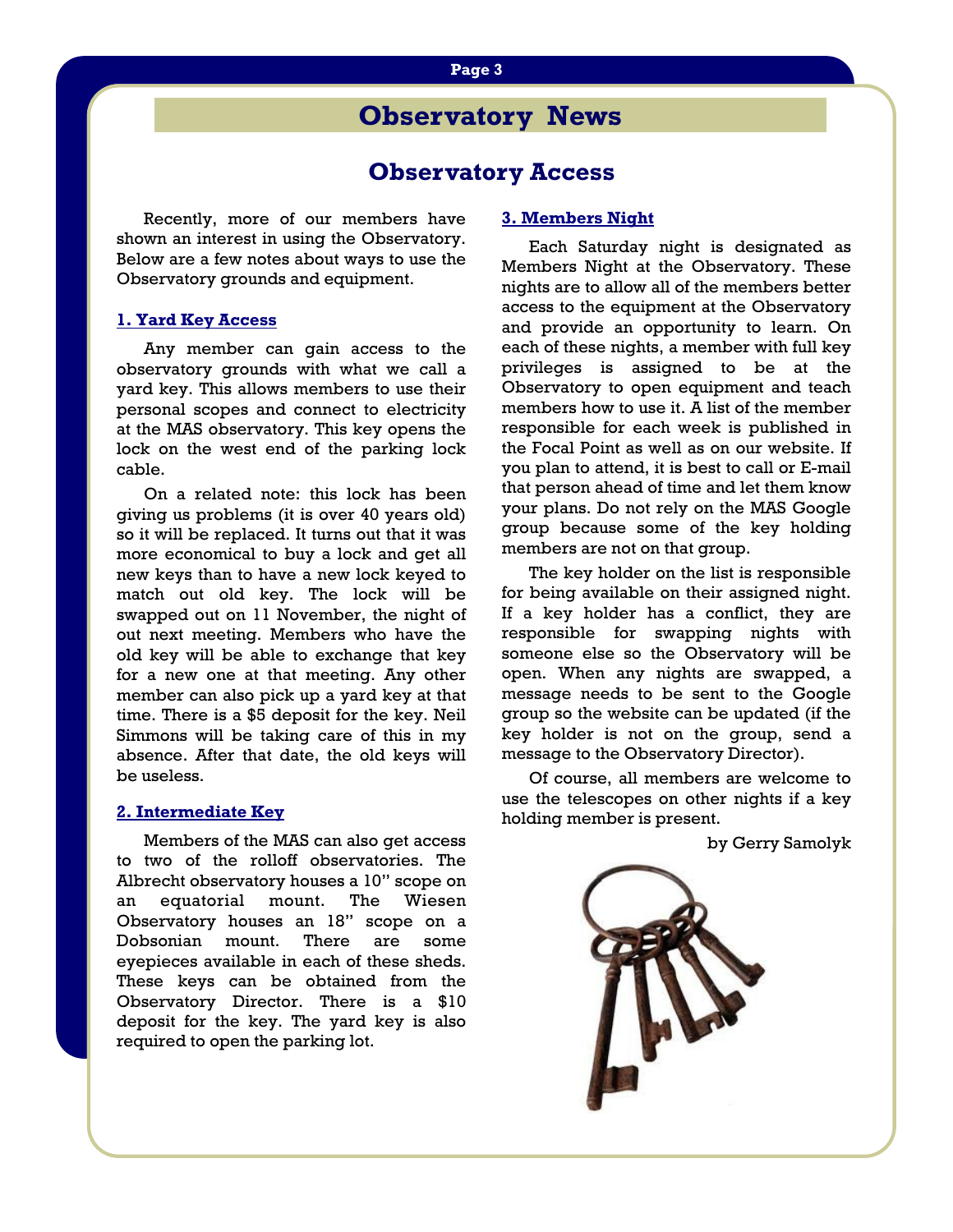# Observatory News

## Observatory Access

Recently, more of our members have shown an interest in using the Observatory. Below are a few notes about ways to use the Observatory grounds and equipment.

### 1. Yard Key Access

Any member can gain access to the observatory grounds with what we call a yard key. This allows members to use their personal scopes and connect to electricity at the MAS observatory. This key opens the lock on the west end of the parking lock cable.

On a related note: this lock has been giving us problems (it is over 40 years old) so it will be replaced. It turns out that it was more economical to buy a lock and get all new keys than to have a new lock keyed to match out old key. The lock will be swapped out on 11 November, the night of out next meeting. Members who have the old key will be able to exchange that key for a new one at that meeting. Any other member can also pick up a yard key at that time. There is a $5 deposit for the key. Neil Simmons will be taking care of this in my absence. After that date, the old keys will be useless.

### 2. Intermediate Key

Members of the MAS can also get access to two of the rolloff observatories. The Albrecht observatory houses a 10" scope on an equatorial mount. The Wiesen Observatory houses an 18" scope on a Dobsonian mount. There are some eyepieces available in each of these sheds. These keys can be obtained from the Observatory Director. There is a $10 deposit for the key. The yard key is also required to open the parking lot.

### 3. Members Night

Each Saturday night is designated as Members Night at the Observatory. These nights are to allow all of the members better access to the equipment at the Observatory and provide an opportunity to learn. On each of these nights, a member with full key privileges is assigned to be at the Observatory to open equipment and teach members how to use it. A list of the member responsible for each week is published in the Focal Point as well as on our website. If you plan to attend, it is best to call or E-mail that person ahead of time and let them know your plans. Do not rely on the MAS Google group because some of the key holding members are not on that group.

The key holder on the list is responsible for being available on their assigned night. If a key holder has a conflict, they are responsible for swapping nights with someone else so the Observatory will be open. When any nights are swapped, a message needs to be sent to the Google group so the website can be updated (if the key holder is not on the group, send a message to the Observatory Director).

Of course, all members are welcome to use the telescopes on other nights if a key holding member is present.

by Gerry Samolyk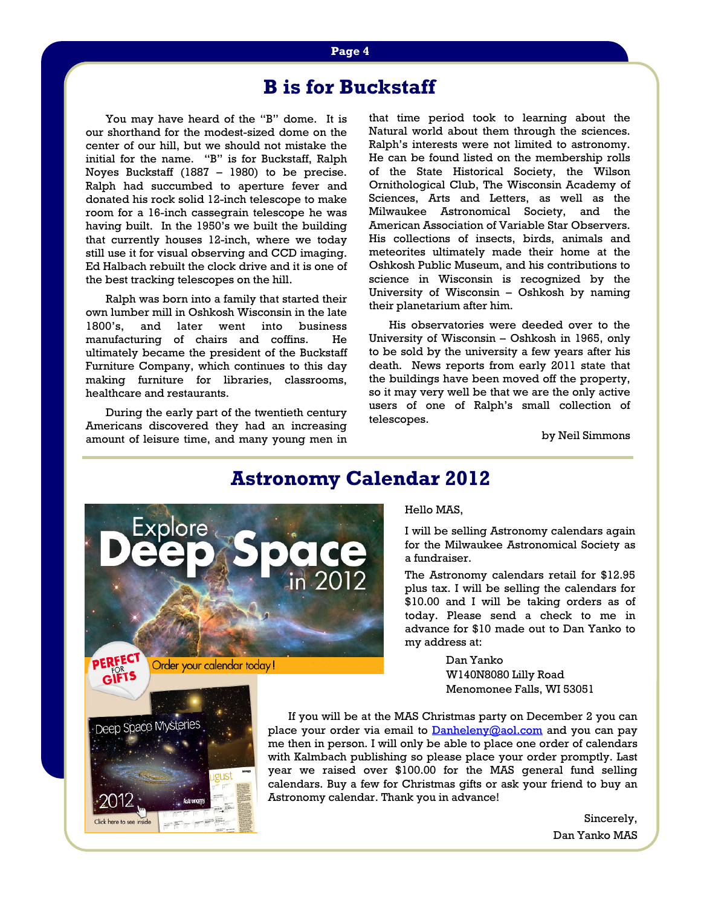## B is for Buckstaff

You may have heard of the "B" dome. It is our shorthand for the modest-sized dome on the center of our hill, but we should not mistake the initial for the name. "B" is for Buckstaff, Ralph Noyes Buckstaff (1887 – 1980) to be precise. Ralph had succumbed to aperture fever and donated his rock solid 12-inch telescope to make room for a 16-inch cassegrain telescope he was having built. In the 1950's we built the building that currently houses 12-inch, where we today still use it for visual observing and CCD imaging. Ed Halbach rebuilt the clock drive and it is one of the best tracking telescopes on the hill.

Ralph was born into a family that started their own lumber mill in Oshkosh Wisconsin in the late 1800's, and later went into business manufacturing of chairs and coffins. He ultimately became the president of the Buckstaff Furniture Company, which continues to this day making furniture for libraries, classrooms, healthcare and restaurants.

During the early part of the twentieth century Americans discovered they had an increasing amount of leisure time, and many young men in that time period took to learning about the Natural world about them through the sciences. Ralph's interests were not limited to astronomy. He can be found listed on the membership rolls of the State Historical Society, the Wilson Ornithological Club, The Wisconsin Academy of Sciences, Arts and Letters, as well as the Milwaukee Astronomical Society, and the American Association of Variable Star Observers. His collections of insects, birds, animals and meteorites ultimately made their home at the Oshkosh Public Museum, and his contributions to science in Wisconsin is recognized by the University of Wisconsin – Oshkosh by naming their planetarium after him.

His observatories were deeded over to the University of Wisconsin – Oshkosh in 1965, only to be sold by the university a few years after his death. News reports from early 2011 state that the buildings have been moved off the property, so it may very well be that we are the only active users of one of Ralph's small collection of telescopes.

by Neil Simmons

## Astronomy Calendar 2012

Hello MAS,

I will be selling Astronomy calendars again for the Milwaukee Astronomical Society as a fundraiser.

The Astronomy calendars retail for $12.95 plus tax. I will be selling the calendars for $10.00 and I will be taking orders as of today. Please send a check to me in advance for $10 made out to Dan Yanko to my address at:

Dan Yanko
W140N8080 Lilly Road
Menomonee Falls, WI 53051

If you will be at the MAS Christmas party on December 2 you can place your order via email to Danheleny@aol.com and you can pay me then in person. I will only be able to place one order of calendars with Kalmbach publishing so please place your order promptly. Last year we raised over $100.00 for the MAS general fund selling calendars. Buy a few for Christmas gifts or ask your friend to buy an Astronomy calendar. Thank you in advance!

Sincerely,
Dan Yanko MAS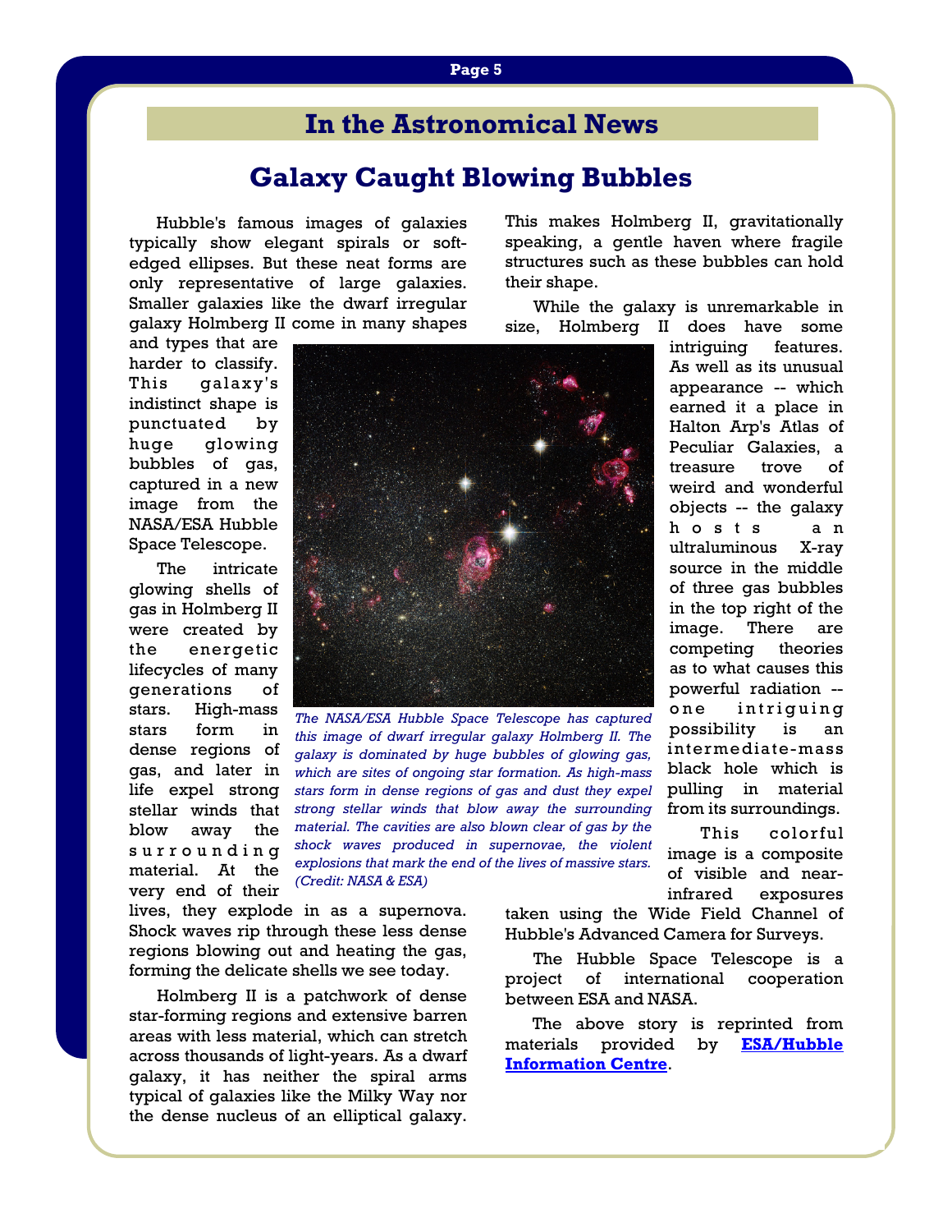# In the Astronomical News

## Galaxy Caught Blowing Bubbles

Hubble's famous images of galaxies typically show elegant spirals or soft-edged ellipses. But these neat forms are only representative of large galaxies. Smaller galaxies like the dwarf irregular galaxy Holmberg II come in many shapes and types that are harder to classify. This galaxy's indistinct shape is punctuated by huge glowing bubbles of gas, captured in a new image from the NASA/ESA Hubble Space Telescope.

The intricate glowing shells of gas in Holmberg II were created by the energetic lifecycles of many generations of stars. High-mass stars form in dense regions of gas, and later in life expel strong stellar winds that blow away the surrounding material. At the very end of their lives, they explode in as a supernova. Shock waves rip through these less dense regions blowing out and heating the gas, forming the delicate shells we see today.

*The NASA/ESA Hubble Space Telescope has captured this image of dwarf irregular galaxy Holmberg II. The galaxy is dominated by huge bubbles of glowing gas, which are sites of ongoing star formation. As high-mass stars form in dense regions of gas and dust they expel strong stellar winds that blow away the surrounding material. The cavities are also blown clear of gas by the shock waves produced in supernovae, the violent explosions that mark the end of the lives of massive stars. (Credit: NASA & ESA)*

Holmberg II is a patchwork of dense star-forming regions and extensive barren areas with less material, which can stretch across thousands of light-years. As a dwarf galaxy, it has neither the spiral arms typical of galaxies like the Milky Way nor the dense nucleus of an elliptical galaxy. This makes Holmberg II, gravitationally speaking, a gentle haven where fragile structures such as these bubbles can hold their shape.

While the galaxy is unremarkable in size, Holmberg II does have some intriguing features. As well as its unusual appearance -- which earned it a place in Halton Arp's Atlas of Peculiar Galaxies, a treasure trove of weird and wonderful objects -- the galaxy hosts an ultraluminous X-ray source in the middle of three gas bubbles in the top right of the image. There are competing theories as to what causes this powerful radiation -- one intriguing possibility is an intermediate-mass black hole which is pulling in material from its surroundings.

This colorful image is a composite of visible and near-infrared exposures taken using the Wide Field Channel of Hubble's Advanced Camera for Surveys.

The Hubble Space Telescope is a project of international cooperation between ESA and NASA.

The above story is reprinted from materials provided by **ESA/Hubble Information Centre**.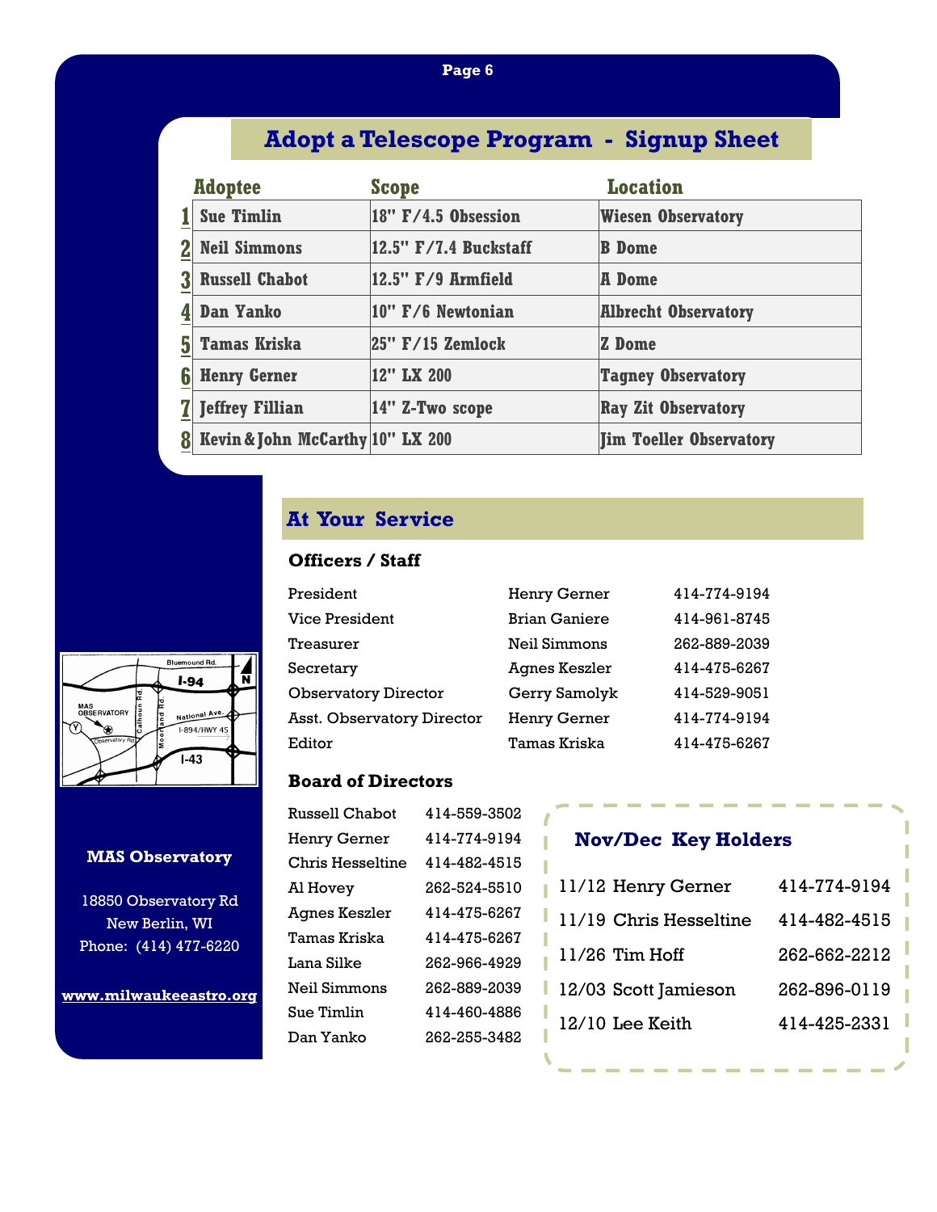## Adopt a Telescope Program - Signup Sheet

| | Adoptee | Scope | Location |
|---|---|---|---|
| 1 | Sue Timlin | 18" F/4.5 Obsession | Wiesen Observatory |
| 2 | Neil Simmons | 12.5" F/7.4 Buckstaff | B Dome |
| 3 | Russell Chabot | 12.5" F/9 Armfield | A Dome |
| 4 | Dan Yanko | 10" F/6 Newtonian | Albrecht Observatory |
| 5 | Tamas Kriska | 25" F/15 Zemlock | Z Dome |
| 6 | Henry Gerner | 12" LX 200 | Tagney Observatory |
| 7 | Jeffrey Fillian | 14" Z-Two scope | Ray Zit Observatory |
| 8 | Kevin & John McCarthy | 10" LX 200 | Jim Toeller Observatory |

## At Your Service

### Officers / Staff

| | | |
|---|---|---|
| President | Henry Gerner | 414-774-9194 |
| Vice President | Brian Ganiere | 414-961-8745 |
| Treasurer | Neil Simmons | 262-889-2039 |
| Secretary | Agnes Keszler | 414-475-6267 |
| Observatory Director | Gerry Samolyk | 414-529-9051 |
| Asst. Observatory Director | Henry Gerner | 414-774-9194 |
| Editor | Tamas Kriska | 414-475-6267 |

### Board of Directors

| | |
|---|---|
| Russell Chabot | 414-559-3502 |
| Henry Gerner | 414-774-9194 |
| Chris Hesseltine | 414-482-4515 |
| Al Hovey | 262-524-5510 |
| Agnes Keszler | 414-475-6267 |
| Tamas Kriska | 414-475-6267 |
| Lana Silke | 262-966-4929 |
| Neil Simmons | 262-889-2039 |
| Sue Timlin | 414-460-4886 |
| Dan Yanko | 262-255-3482 |

### Nov/Dec Key Holders

| | | |
|---|---|---|
| 11/12 | Henry Gerner | 414-774-9194 |
| 11/19 | Chris Hesseltine | 414-482-4515 |
| 11/26 | Tim Hoff | 262-662-2212 |
| 12/03 | Scott Jamieson | 262-896-0119 |
| 12/10 | Lee Keith | 414-425-2331 |

Bluemound Rd.
I-94
N
MAS OBSERVATORY
Calhoun Rd.
Moorland Rd.
National Ave.
I-894/HWY 45
Y
Observatory Rd
I-43

**MAS Observatory**

18850 Observatory Rd
New Berlin, WI
Phone: (414) 477-6220

**www.milwaukeeastro.org**